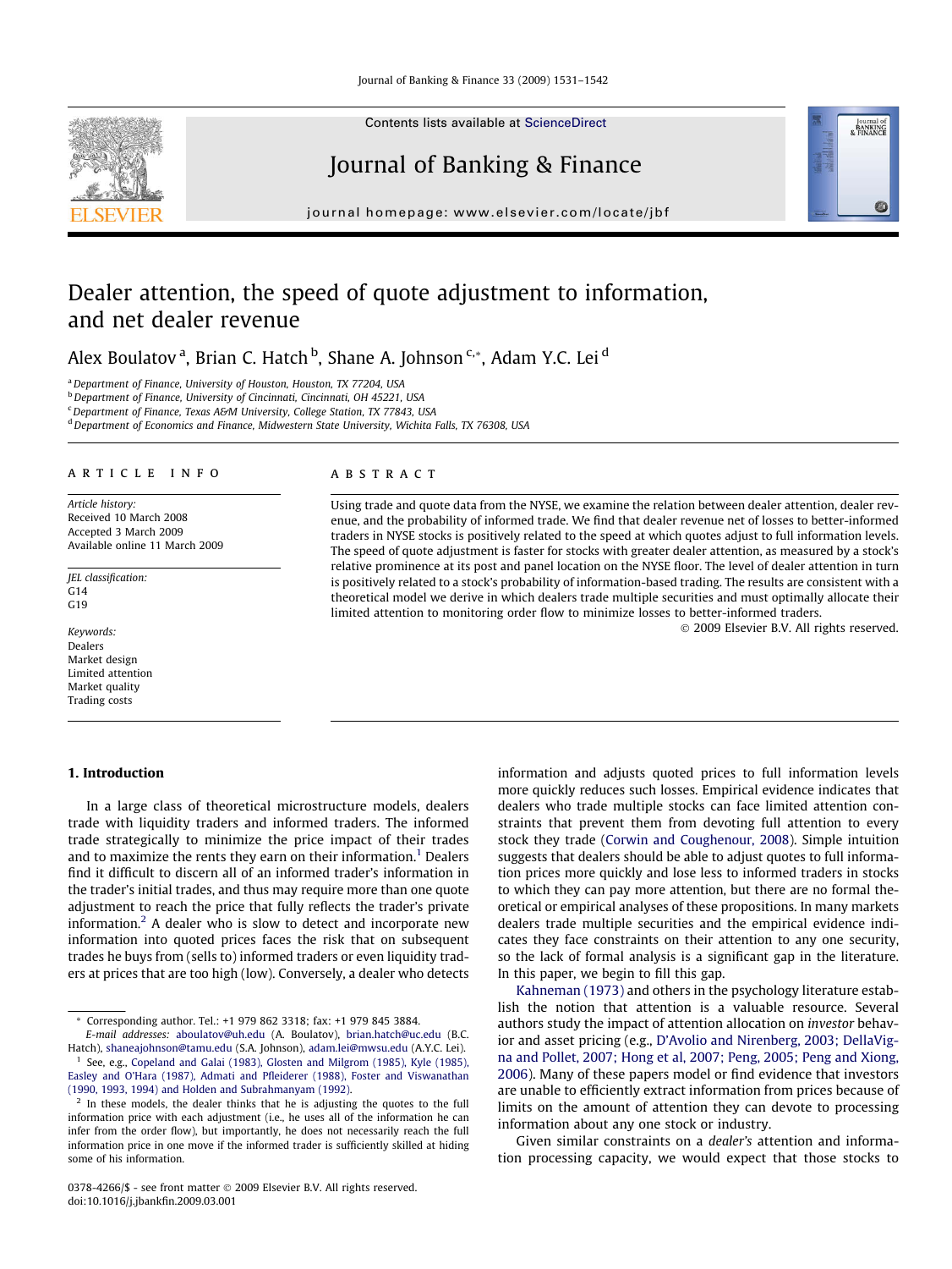# Dealer attention, the speed of quote adjustment to information, and net dealer revenue

Alex Boulatov [a], Brian C. Hatch [b], Shane A. Johnson [c,*], Adam Y.C. Lei [d]

[a] Department of Finance, University of Houston, Houston, TX 77204, USA

[b] Department of Finance, University of Cincinnati, Cincinnati, OH 45221, USA

[c] Department of Finance, Texas A&M University, College Station, TX 77843, USA

[d] Department of Economics and Finance, Midwestern State University, Wichita Falls, TX 76308, USA

## ARTICLE INFO

*Article history:*
Received 10 March 2008
Accepted 3 March 2009
Available online 11 March 2009

*JEL classification:*
G14
G19

*Keywords:*
Dealers
Market design
Limited attention
Market quality
Trading costs

## ABSTRACT

Using trade and quote data from the NYSE, we examine the relation between dealer attention, dealer revenue, and the probability of informed trade. We find that dealer revenue net of losses to better-informed traders in NYSE stocks is positively related to the speed at which quotes adjust to full information levels. The speed of quote adjustment is faster for stocks with greater dealer attention, as measured by a stock's relative prominence at its post and panel location on the NYSE floor. The level of dealer attention in turn is positively related to a stock's probability of information-based trading. The results are consistent with a theoretical model we derive in which dealers trade multiple securities and must optimally allocate their limited attention to monitoring order flow to minimize losses to better-informed traders.

© 2009 Elsevier B.V. All rights reserved.

## 1. Introduction

In a large class of theoretical microstructure models, dealers trade with liquidity traders and informed traders. The informed trade strategically to minimize the price impact of their trades and to maximize the rents they earn on their information.[1] Dealers find it difficult to discern all of an informed trader's information in the trader's initial trades, and thus may require more than one quote adjustment to reach the price that fully reflects the trader's private information.[2] A dealer who is slow to detect and incorporate new information into quoted prices faces the risk that on subsequent trades he buys from (sells to) informed traders or even liquidity traders at prices that are too high (low). Conversely, a dealer who detects information and adjusts quoted prices to full information levels more quickly reduces such losses. Empirical evidence indicates that dealers who trade multiple stocks can face limited attention constraints that prevent them from devoting full attention to every stock they trade (Corwin and Coughenour, 2008). Simple intuition suggests that dealers should be able to adjust quotes to full information prices more quickly and lose less to informed traders in stocks to which they can pay more attention, but there are no formal theoretical or empirical analyses of these propositions. In many markets dealers trade multiple securities and the empirical evidence indicates they face constraints on their attention to any one security, so the lack of formal analysis is a significant gap in the literature. In this paper, we begin to fill this gap.

Kahneman (1973) and others in the psychology literature establish the notion that attention is a valuable resource. Several authors study the impact of attention allocation on *investor* behavior and asset pricing (e.g., D'Avolio and Nirenberg, 2003; DellaVigna and Pollet, 2007; Hong et al, 2007; Peng, 2005; Peng and Xiong, 2006). Many of these papers model or find evidence that investors are unable to efficiently extract information from prices because of limits on the amount of attention they can devote to processing information about any one stock or industry.

Given similar constraints on a *dealer's* attention and information processing capacity, we would expect that those stocks to

\* Corresponding author. Tel.: +1 979 862 3318; fax: +1 979 845 3884.
*E-mail addresses:* aboulatov@uh.edu (A. Boulatov), brian.hatch@uc.edu (B.C. Hatch), shaneajohnson@tamu.edu (S.A. Johnson), adam.lei@mwsu.edu (A.Y.C. Lei).

[1] See, e.g., Copeland and Galai (1983), Glosten and Milgrom (1985), Kyle (1985), Easley and O'Hara (1987), Admati and Pfleiderer (1988), Foster and Viswanathan (1990, 1993, 1994) and Holden and Subrahmanyam (1992).

[2] In these models, the dealer thinks that he is adjusting the quotes to the full information price with each adjustment (i.e., he uses all of the information he can infer from the order flow), but importantly, he does not necessarily reach the full information price in one move if the informed trader is sufficiently skilled at hiding some of his information.

0378-4266/$ - see front matter © 2009 Elsevier B.V. All rights reserved.
doi:10.1016/j.jbankfin.2009.03.001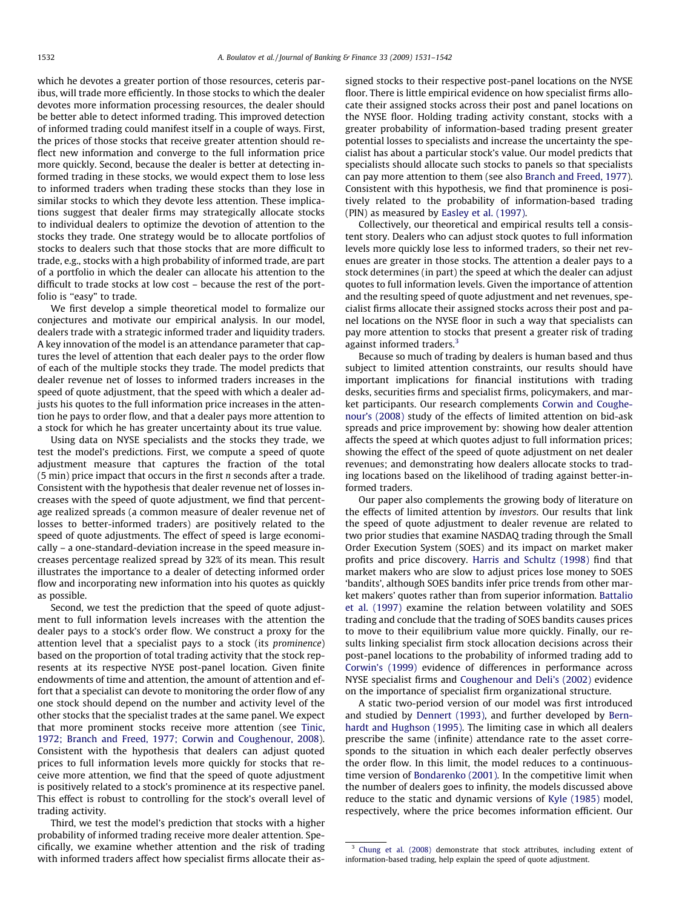which he devotes a greater portion of those resources, ceteris paribus, will trade more efficiently. In those stocks to which the dealer devotes more information processing resources, the dealer should be better able to detect informed trading. This improved detection of informed trading could manifest itself in a couple of ways. First, the prices of those stocks that receive greater attention should reflect new information and converge to the full information price more quickly. Second, because the dealer is better at detecting informed trading in these stocks, we would expect them to lose less to informed traders when trading these stocks than they lose in similar stocks to which they devote less attention. These implications suggest that dealer firms may strategically allocate stocks to individual dealers to optimize the devotion of attention to the stocks they trade. One strategy would be to allocate portfolios of stocks to dealers such that those stocks that are more difficult to trade, e.g., stocks with a high probability of informed trade, are part of a portfolio in which the dealer can allocate his attention to the difficult to trade stocks at low cost – because the rest of the portfolio is "easy" to trade.

We first develop a simple theoretical model to formalize our conjectures and motivate our empirical analysis. In our model, dealers trade with a strategic informed trader and liquidity traders. A key innovation of the model is an attendance parameter that captures the level of attention that each dealer pays to the order flow of each of the multiple stocks they trade. The model predicts that dealer revenue net of losses to informed traders increases in the speed of quote adjustment, that the speed with which a dealer adjusts his quotes to the full information price increases in the attention he pays to order flow, and that a dealer pays more attention to a stock for which he has greater uncertainty about its true value.

Using data on NYSE specialists and the stocks they trade, we test the model's predictions. First, we compute a speed of quote adjustment measure that captures the fraction of the total (5 min) price impact that occurs in the first *n* seconds after a trade. Consistent with the hypothesis that dealer revenue net of losses increases with the speed of quote adjustment, we find that percentage realized spreads (a common measure of dealer revenue net of losses to better-informed traders) are positively related to the speed of quote adjustments. The effect of speed is large economically – a one-standard-deviation increase in the speed measure increases percentage realized spread by 32% of its mean. This result illustrates the importance to a dealer of detecting informed order flow and incorporating new information into his quotes as quickly as possible.

Second, we test the prediction that the speed of quote adjustment to full information levels increases with the attention the dealer pays to a stock's order flow. We construct a proxy for the attention level that a specialist pays to a stock (its *prominence*) based on the proportion of total trading activity that the stock represents at its respective NYSE post-panel location. Given finite endowments of time and attention, the amount of attention and effort that a specialist can devote to monitoring the order flow of any one stock should depend on the number and activity level of the other stocks that the specialist trades at the same panel. We expect that more prominent stocks receive more attention (see Tinic, 1972; Branch and Freed, 1977; Corwin and Coughenour, 2008). Consistent with the hypothesis that dealers can adjust quoted prices to full information levels more quickly for stocks that receive more attention, we find that the speed of quote adjustment is positively related to a stock's prominence at its respective panel. This effect is robust to controlling for the stock's overall level of trading activity.

Third, we test the model's prediction that stocks with a higher probability of informed trading receive more dealer attention. Specifically, we examine whether attention and the risk of trading with informed traders affect how specialist firms allocate their assigned stocks to their respective post-panel locations on the NYSE floor. There is little empirical evidence on how specialist firms allocate their assigned stocks across their post and panel locations on the NYSE floor. Holding trading activity constant, stocks with a greater probability of information-based trading present greater potential losses to specialists and increase the uncertainty the specialist has about a particular stock's value. Our model predicts that specialists should allocate such stocks to panels so that specialists can pay more attention to them (see also Branch and Freed, 1977). Consistent with this hypothesis, we find that prominence is positively related to the probability of information-based trading (PIN) as measured by Easley et al. (1997).

Collectively, our theoretical and empirical results tell a consistent story. Dealers who can adjust stock quotes to full information levels more quickly lose less to informed traders, so their net revenues are greater in those stocks. The attention a dealer pays to a stock determines (in part) the speed at which the dealer can adjust quotes to full information levels. Given the importance of attention and the resulting speed of quote adjustment and net revenues, specialist firms allocate their assigned stocks across their post and panel locations on the NYSE floor in such a way that specialists can pay more attention to stocks that present a greater risk of trading against informed traders.[3]

Because so much of trading by dealers is human based and thus subject to limited attention constraints, our results should have important implications for financial institutions with trading desks, securities firms and specialist firms, policymakers, and market participants. Our research complements Corwin and Coughenour's (2008) study of the effects of limited attention on bid-ask spreads and price improvement by: showing how dealer attention affects the speed at which quotes adjust to full information prices; showing the effect of the speed of quote adjustment on net dealer revenues; and demonstrating how dealers allocate stocks to trading locations based on the likelihood of trading against better-informed traders.

Our paper also complements the growing body of literature on the effects of limited attention by *investors*. Our results that link the speed of quote adjustment to dealer revenue are related to two prior studies that examine NASDAQ trading through the Small Order Execution System (SOES) and its impact on market maker profits and price discovery. Harris and Schultz (1998) find that market makers who are slow to adjust prices lose money to SOES 'bandits', although SOES bandits infer price trends from other market makers' quotes rather than from superior information. Battalio et al. (1997) examine the relation between volatility and SOES trading and conclude that the trading of SOES bandits causes prices to move to their equilibrium value more quickly. Finally, our results linking specialist firm stock allocation decisions across their post-panel locations to the probability of informed trading add to Corwin's (1999) evidence of differences in performance across NYSE specialist firms and Coughenour and Deli's (2002) evidence on the importance of specialist firm organizational structure.

A static two-period version of our model was first introduced and studied by Dennert (1993), and further developed by Bernhardt and Hughson (1995). The limiting case in which all dealers prescribe the same (infinite) attendance rate to the asset corresponds to the situation in which each dealer perfectly observes the order flow. In this limit, the model reduces to a continuous-time version of Bondarenko (2001). In the competitive limit when the number of dealers goes to infinity, the models discussed above reduce to the static and dynamic versions of Kyle (1985) model, respectively, where the price becomes information efficient. Our

[3] Chung et al. (2008) demonstrate that stock attributes, including extent of information-based trading, help explain the speed of quote adjustment.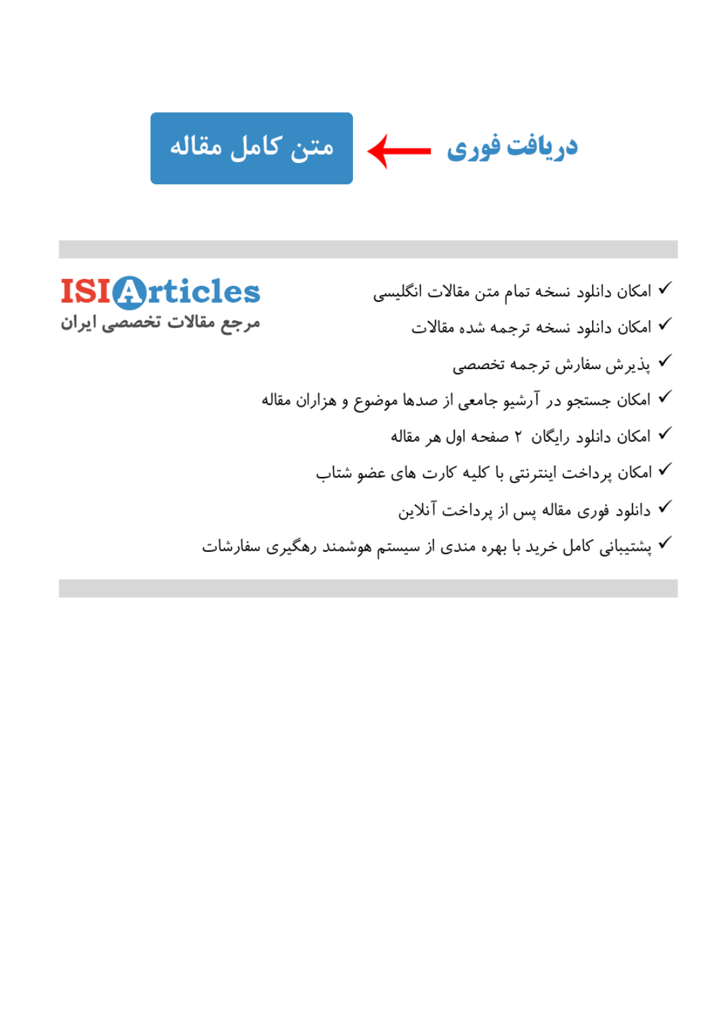دریافت فوری ← **متن کامل مقاله**

**ISIArticles**
مرجع مقالات تخصصی ایران

- ✓ امکان دانلود نسخه تمام متن مقالات انگلیسی
- ✓ امکان دانلود نسخه ترجمه شده مقالات
- ✓ پذیرش سفارش ترجمه تخصصی
- ✓ امکان جستجو در آرشیو جامعی از صدها موضوع و هزاران مقاله
- ✓ امکان دانلود رایگان ۲ صفحه اول هر مقاله
- ✓ امکان پرداخت اینترنتی با کلیه کارت های عضو شتاب
- ✓ دانلود فوری مقاله پس از پرداخت آنلاین
- ✓ پشتیبانی کامل خرید با بهره مندی از سیستم هوشمند رهگیری سفارشات